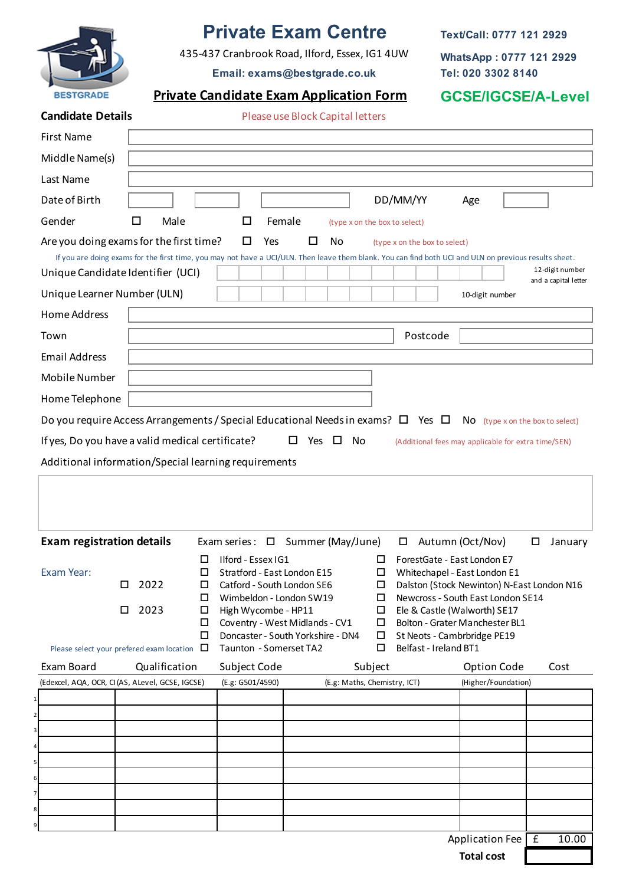# Private Exam Centre

435-437 Cranbrook Road, Ilford, Essex, IG1 4UW

**Email: exams@bestgrade.co.uk**

BESTGRADE

**Text/Call: 0777 121 2929**

**WhatsApp : 0777 121 2929**

**Tel: 020 3302 8140**

## Private Candidate Exam Application Form

**GCSE/IGCSE/A-Level**

### Candidate Details

Please use Block Capital letters

| | |
|---|---|
| First Name | |
| Middle Name(s) | |
| Last Name | |
| Date of Birth | ____ / ____ / ______ DD/MM/YY Age ____ |
| Gender | ☐ Male ☐ Female (type x on the box to select) |

Are you doing exams for the first time? ☐ Yes ☐ No (type x on the box to select)

If you are doing exams for the first time, you may not have a UCI/ULN. Then leave them blank. You can find both UCI and ULN on previous results sheet.

| | | |
|---|---|---|
| Unique Candidate Identifier (UCI) | | 12-digit number and a capital letter |
| Unique Learner Number (ULN) | | 10-digit number |

| | | | |
|---|---|---|---|
| Home Address | | | |
| Town | | Postcode | |
| Email Address | | | |
| Mobile Number | | | |
| Home Telephone | | | |

Do you require Access Arrangements / Special Educational Needs in exams? ☐ Yes ☐ No (type x on the box to select)

If yes, Do you have a valid medical certificate? ☐ Yes ☐ No (Additional fees may applicable for extra time/SEN)

Additional information/Special learning requirements

### Exam registration details

Exam series : ☐ Summer (May/June) ☐ Autumn (Oct/Nov) ☐ January

Exam Year:

☐ 2022

☐ 2023

Please select your prefered exam location

| | |
|---|---|
| ☐ Ilford - Essex IG1 | ☐ ForestGate - East London E7 |
| ☐ Stratford - East London E15 | ☐ Whitechapel - East London E1 |
| ☐ Catford - South London SE6 | ☐ Dalston (Stock Newinton) N-East London N16 |
| ☐ Wimbeldon - London SW19 | ☐ Newcross - South East London SE14 |
| ☐ High Wycombe - HP11 | ☐ Ele & Castle (Walworth) SE17 |
| ☐ Coventry - West Midlands - CV1 | ☐ Bolton - Grater Manchester BL1 |
| ☐ Doncaster - South Yorkshire - DN4 | ☐ St Neots - Cambrbridge PE19 |
| ☐ Taunton - Somerset TA2 | ☐ Belfast - Ireland BT1 |

| | Exam Board | Qualification | Subject Code | Subject | Option Code | Cost |
|---|---|---|---|---|---|---|
| | (Edexcel, AQA, OCR, CI | (AS, ALevel, GCSE, IGCSE) | (E.g: G501/4590) | (E.g: Maths, Chemistry, ICT) | (Higher/Foundation) | |
| 1 | | | | | | |
| 2 | | | | | | |
| 3 | | | | | | |
| 4 | | | | | | |
| 5 | | | | | | |
| 6 | | | | | | |
| 7 | | | | | | |
| 8 | | | | | | |
| 9 | | | | | | |

| | |
|---|---|
| Application Fee | £ 10.00 |
| **Total cost** | |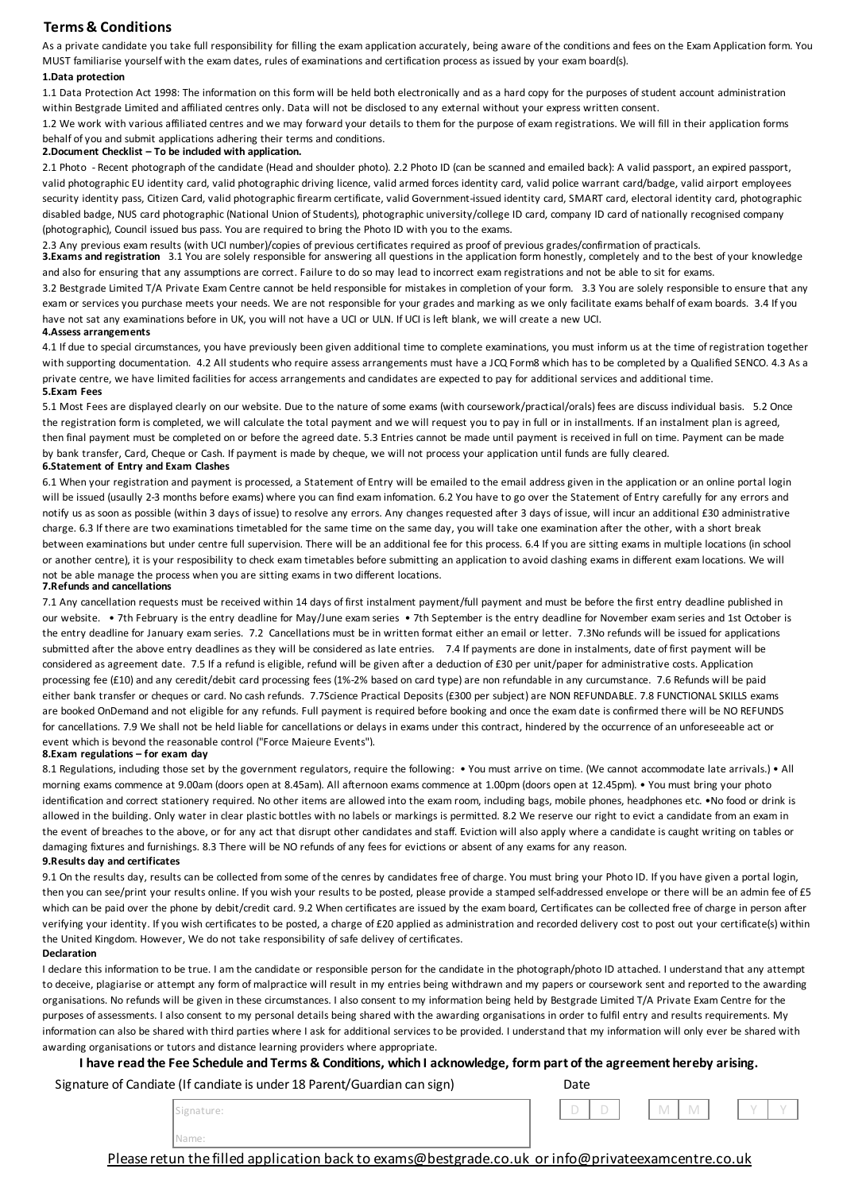## Terms & Conditions

As a private candidate you take full responsibility for filling the exam application accurately, being aware of the conditions and fees on the Exam Application form. You MUST familiarise yourself with the exam dates, rules of examinations and certification process as issued by your exam board(s).

**1.Data protection**

1.1 Data Protection Act 1998: The information on this form will be held both electronically and as a hard copy for the purposes of student account administration within Bestgrade Limited and affiliated centres only. Data will not be disclosed to any external without your express written consent.

1.2 We work with various affiliated centres and we may forward your details to them for the purpose of exam registrations. We will fill in their application forms behalf of you and submit applications adhering their terms and conditions.

**2.Document Checklist – To be included with application.**

2.1 Photo - Recent photograph of the candidate (Head and shoulder photo). 2.2 Photo ID (can be scanned and emailed back): A valid passport, an expired passport, valid photographic EU identity card, valid photographic driving licence, valid armed forces identity card, valid police warrant card/badge, valid airport employees security identity pass, Citizen Card, valid photographic firearm certificate, valid Government-issued identity card, SMART card, electoral identity card, photographic disabled badge, NUS card photographic (National Union of Students), photographic university/college ID card, company ID card of nationally recognised company (photographic), Council issued bus pass. You are required to bring the Photo ID with you to the exams.

2.3 Any previous exam results (with UCI number)/copies of previous certificates required as proof of previous grades/confirmation of practicals.

**3.Exams and registration** 3.1 You are solely responsible for answering all questions in the application form honestly, completely and to the best of your knowledge and also for ensuring that any assumptions are correct. Failure to do so may lead to incorrect exam registrations and not be able to sit for exams.

3.2 Bestgrade Limited T/A Private Exam Centre cannot be held responsible for mistakes in completion of your form. 3.3 You are solely responsible to ensure that any exam or services you purchase meets your needs. We are not responsible for your grades and marking as we only facilitate exams behalf of exam boards. 3.4 If you have not sat any examinations before in UK, you will not have a UCI or ULN. If UCI is left blank, we will create a new UCI.

**4.Assess arrangements**

4.1 If due to special circumstances, you have previously been given additional time to complete examinations, you must inform us at the time of registration together with supporting documentation. 4.2 All students who require assess arrangements must have a JCQ Form8 which has to be completed by a Qualified SENCO. 4.3 As a private centre, we have limited facilities for access arrangements and candidates are expected to pay for additional services and additional time.

**5.Exam Fees**

5.1 Most Fees are displayed clearly on our website. Due to the nature of some exams (with coursework/practical/orals) fees are discuss individual basis. 5.2 Once the registration form is completed, we will calculate the total payment and we will request you to pay in full or in installments. If an instalment plan is agreed, then final payment must be completed on or before the agreed date. 5.3 Entries cannot be made until payment is received in full on time. Payment can be made by bank transfer, Card, Cheque or Cash. If payment is made by cheque, we will not process your application until funds are fully cleared.

**6.Statement of Entry and Exam Clashes**

6.1 When your registration and payment is processed, a Statement of Entry will be emailed to the email address given in the application or an online portal login will be issued (usually 2-3 months before exams) where you can find exam infomation. 6.2 You have to go over the Statement of Entry carefully for any errors and notify us as soon as possible (within 3 days of issue) to resolve any errors. Any changes requested after 3 days of issue, will incur an additional £30 administrative charge. 6.3 If there are two examinations timetabled for the same time on the same day, you will take one examination after the other, with a short break between examinations but under centre full supervision. There will be an additional fee for this process. 6.4 If you are sitting exams in multiple locations (in school or another centre), it is your resposibility to check exam timetables before submitting an application to avoid clashing exams in different exam locations. We will not be able manage the process when you are sitting exams in two different locations.

**7.Refunds and cancellations**

7.1 Any cancellation requests must be received within 14 days of first instalment payment/full payment and must be before the first entry deadline published in our website. • 7th February is the entry deadline for May/June exam series • 7th September is the entry deadline for November exam series and 1st October is the entry deadline for January exam series. 7.2 Cancellations must be in written format either an email or letter. 7.3No refunds will be issued for applications submitted after the above entry deadlines as they will be considered as late entries. 7.4 If payments are done in instalments, date of first payment will be considered as agreement date. 7.5 If a refund is eligible, refund will be given after a deduction of £30 per unit/paper for administrative costs. Application processing fee (£10) and any ceredit/debit card processing fees (1%-2% based on card type) are non refundable in any curcumstance. 7.6 Refunds will be paid either bank transfer or cheques or card. No cash refunds. 7.7Science Practical Deposits (£300 per subject) are NON REFUNDABLE. 7.8 FUNCTIONAL SKILLS exams are booked OnDemand and not eligible for any refunds. Full payment is required before booking and once the exam date is confirmed there will be NO REFUNDS for cancellations. 7.9 We shall not be held liable for cancellations or delays in exams under this contract, hindered by the occurrence of an unforeseeable act or event which is beyond the reasonable control ("Force Majeure Events").

**8.Exam regulations – for exam day**

8.1 Regulations, including those set by the government regulators, require the following: • You must arrive on time. (We cannot accommodate late arrivals.) • All morning exams commence at 9.00am (doors open at 8.45am). All afternoon exams commence at 1.00pm (doors open at 12.45pm). • You must bring your photo identification and correct stationery required. No other items are allowed into the exam room, including bags, mobile phones, headphones etc. •No food or drink is allowed in the building. Only water in clear plastic bottles with no labels or markings is permitted. 8.2 We reserve our right to evict a candidate from an exam in the event of breaches to the above, or for any act that disrupt other candidates and staff. Eviction will also apply where a candidate is caught writing on tables or damaging fixtures and furnishings. 8.3 There will be NO refunds of any fees for evictions or absent of any exams for any reason.

**9.Results day and certificates**

9.1 On the results day, results can be collected from some of the cenres by candidates free of charge. You must bring your Photo ID. If you have given a portal login, then you can see/print your results online. If you wish your results to be posted, please provide a stamped self-addressed envelope or there will be an admin fee of £5 which can be paid over the phone by debit/credit card. 9.2 When certificates are issued by the exam board, Certificates can be collected free of charge in person after verifying your identity. If you wish certificates to be posted, a charge of £20 applied as administration and recorded delivery cost to post out your certificate(s) within the United Kingdom. However, We do not take responsibility of safe delivey of certificates.

**Declaration**

I declare this information to be true. I am the candidate or responsible person for the candidate in the photograph/photo ID attached. I understand that any attempt to deceive, plagiarise or attempt any form of malpractice will result in my entries being withdrawn and my papers or coursework sent and reported to the awarding organisations. No refunds will be given in these circumstances. I also consent to my information being held by Bestgrade Limited T/A Private Exam Centre for the purposes of assessments. I also consent to my personal details being shared with the awarding organisations in order to fulfil entry and results requirements. My information can also be shared with third parties where I ask for additional services to be provided. I understand that my information will only ever be shared with awarding organisations or tutors and distance learning providers where appropriate.

**I have read the Fee Schedule and Terms & Conditions, which I acknowledge, form part of the agreement hereby arising.**

Signature of Candiate (If candiate is under 18 Parent/Guardian can sign)

Signature:

Name:

Date

D D M M Y Y

Please retun the filled application back to exams@bestgrade.co.uk or info@privateexamcentre.co.uk